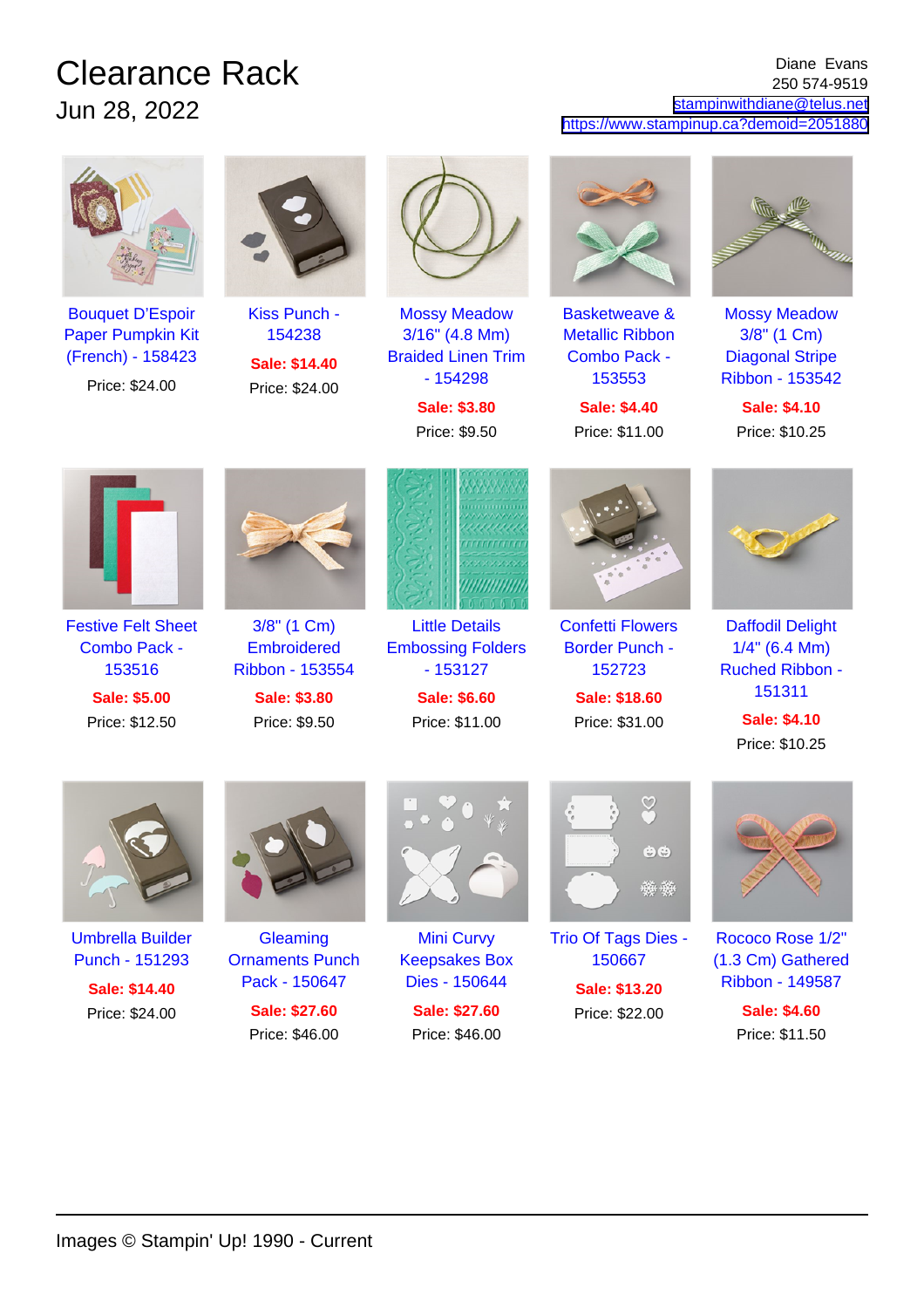# Clearance Rack

Jun 28, 2022

Diane Evans
250 574-9519
stampinwithdiane@telus.net
https://www.stampinup.ca?demoid=2051880

Bouquet D'Espoir Paper Pumpkin Kit (French) - 158423
Price: $24.00

Kiss Punch - 154238
**Sale: $14.40**
Price: $24.00

Mossy Meadow 3/16" (4.8 Mm) Braided Linen Trim - 154298
**Sale: $3.80**
Price: $9.50

Basketweave & Metallic Ribbon Combo Pack - 153553
**Sale: $4.40**
Price: $11.00

Mossy Meadow 3/8" (1 Cm) Diagonal Stripe Ribbon - 153542
**Sale: $4.10**
Price: $10.25

Festive Felt Sheet Combo Pack - 153516
**Sale: $5.00**
Price: $12.50

3/8" (1 Cm) Embroidered Ribbon - 153554
**Sale: $3.80**
Price: $9.50

Little Details Embossing Folders - 153127
**Sale: $6.60**
Price: $11.00

Confetti Flowers Border Punch - 152723
**Sale: $18.60**
Price: $31.00

Daffodil Delight 1/4" (6.4 Mm) Ruched Ribbon - 151311
**Sale: $4.10**
Price: $10.25

Umbrella Builder Punch - 151293
**Sale: $14.40**
Price: $24.00

Gleaming Ornaments Punch Pack - 150647
**Sale: $27.60**
Price: $46.00

Mini Curvy Keepsakes Box Dies - 150644
**Sale: $27.60**
Price: $46.00

Trio Of Tags Dies - 150667
**Sale: $13.20**
Price: $22.00

Rococo Rose 1/2" (1.3 Cm) Gathered Ribbon - 149587
**Sale: $4.60**
Price: $11.50

Images © Stampin' Up! 1990 - Current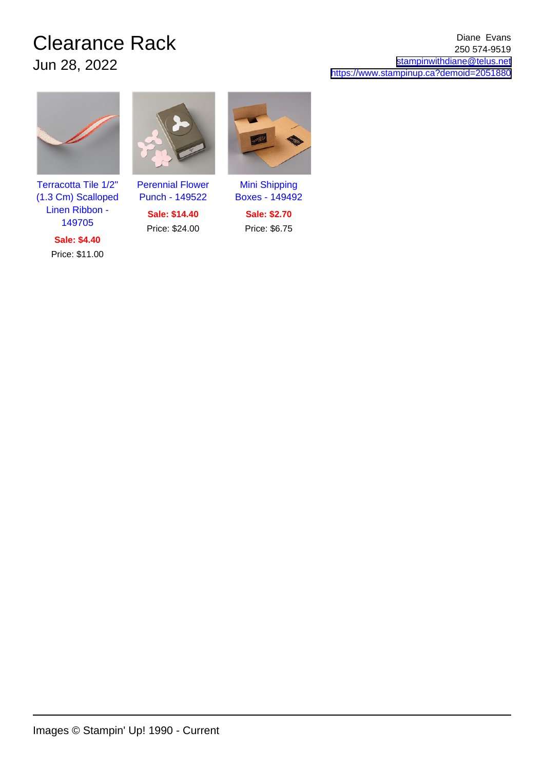# Clearance Rack

Jun 28, 2022

Diane Evans
250 574-9519
stampinwithdiane@telus.net
https://www.stampinup.ca?demoid=2051880

Terracotta Tile 1/2" (1.3 Cm) Scalloped Linen Ribbon - 149705

**Sale: $4.40**

Price: $11.00

Perennial Flower Punch - 149522

**Sale: $14.40**

Price: $24.00

Mini Shipping Boxes - 149492

**Sale: $2.70**

Price: $6.75

Images © Stampin' Up! 1990 - Current